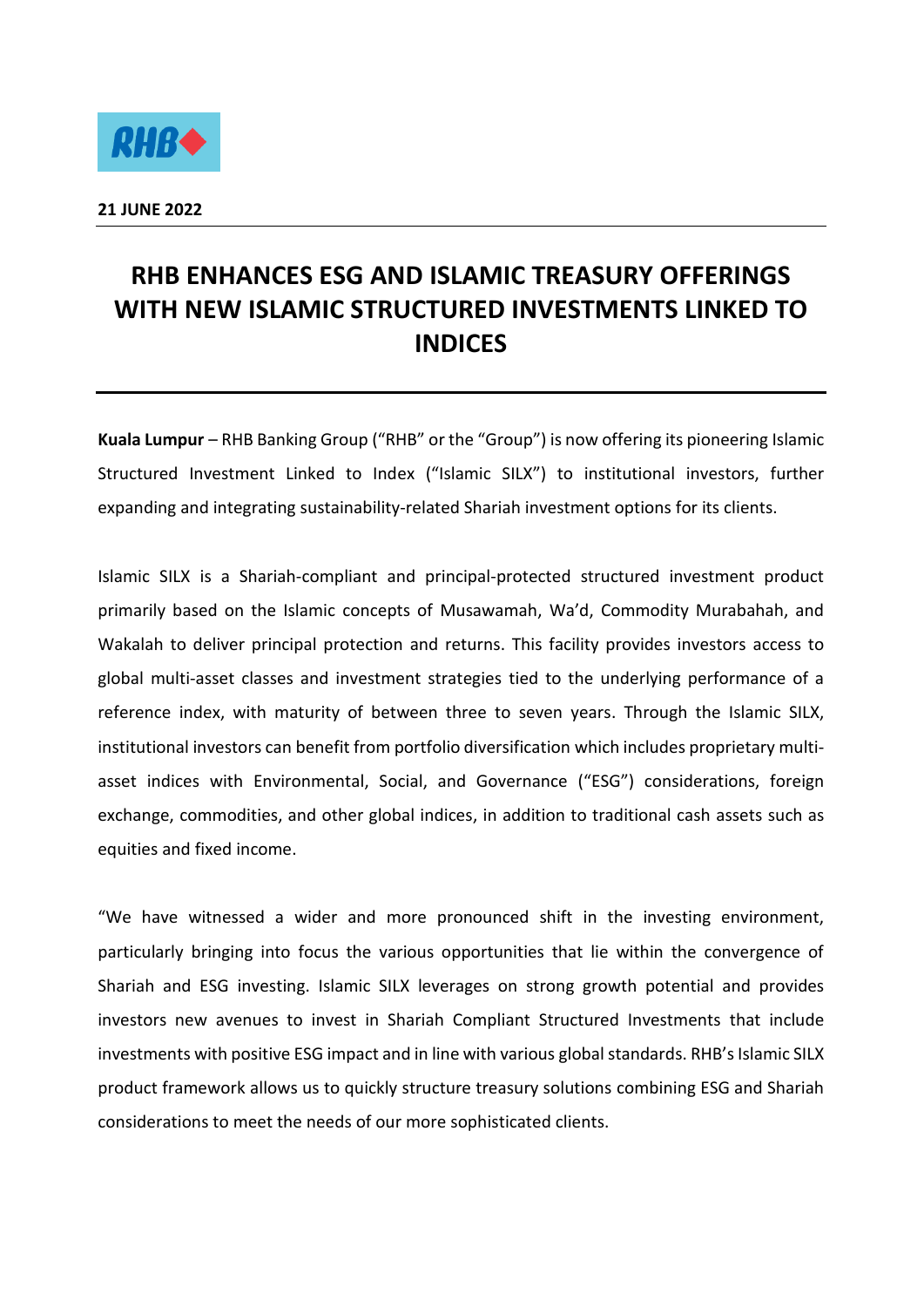**21 JUNE 2022**

# RHB ENHANCES ESG AND ISLAMIC TREASURY OFFERINGS WITH NEW ISLAMIC STRUCTURED INVESTMENTS LINKED TO INDICES

**Kuala Lumpur** – RHB Banking Group ("RHB" or the "Group") is now offering its pioneering Islamic Structured Investment Linked to Index ("Islamic SILX") to institutional investors, further expanding and integrating sustainability-related Shariah investment options for its clients.

Islamic SILX is a Shariah-compliant and principal-protected structured investment product primarily based on the Islamic concepts of Musawamah, Wa'd, Commodity Murabahah, and Wakalah to deliver principal protection and returns. This facility provides investors access to global multi-asset classes and investment strategies tied to the underlying performance of a reference index, with maturity of between three to seven years. Through the Islamic SILX, institutional investors can benefit from portfolio diversification which includes proprietary multi-asset indices with Environmental, Social, and Governance ("ESG") considerations, foreign exchange, commodities, and other global indices, in addition to traditional cash assets such as equities and fixed income.

"We have witnessed a wider and more pronounced shift in the investing environment, particularly bringing into focus the various opportunities that lie within the convergence of Shariah and ESG investing. Islamic SILX leverages on strong growth potential and provides investors new avenues to invest in Shariah Compliant Structured Investments that include investments with positive ESG impact and in line with various global standards. RHB's Islamic SILX product framework allows us to quickly structure treasury solutions combining ESG and Shariah considerations to meet the needs of our more sophisticated clients.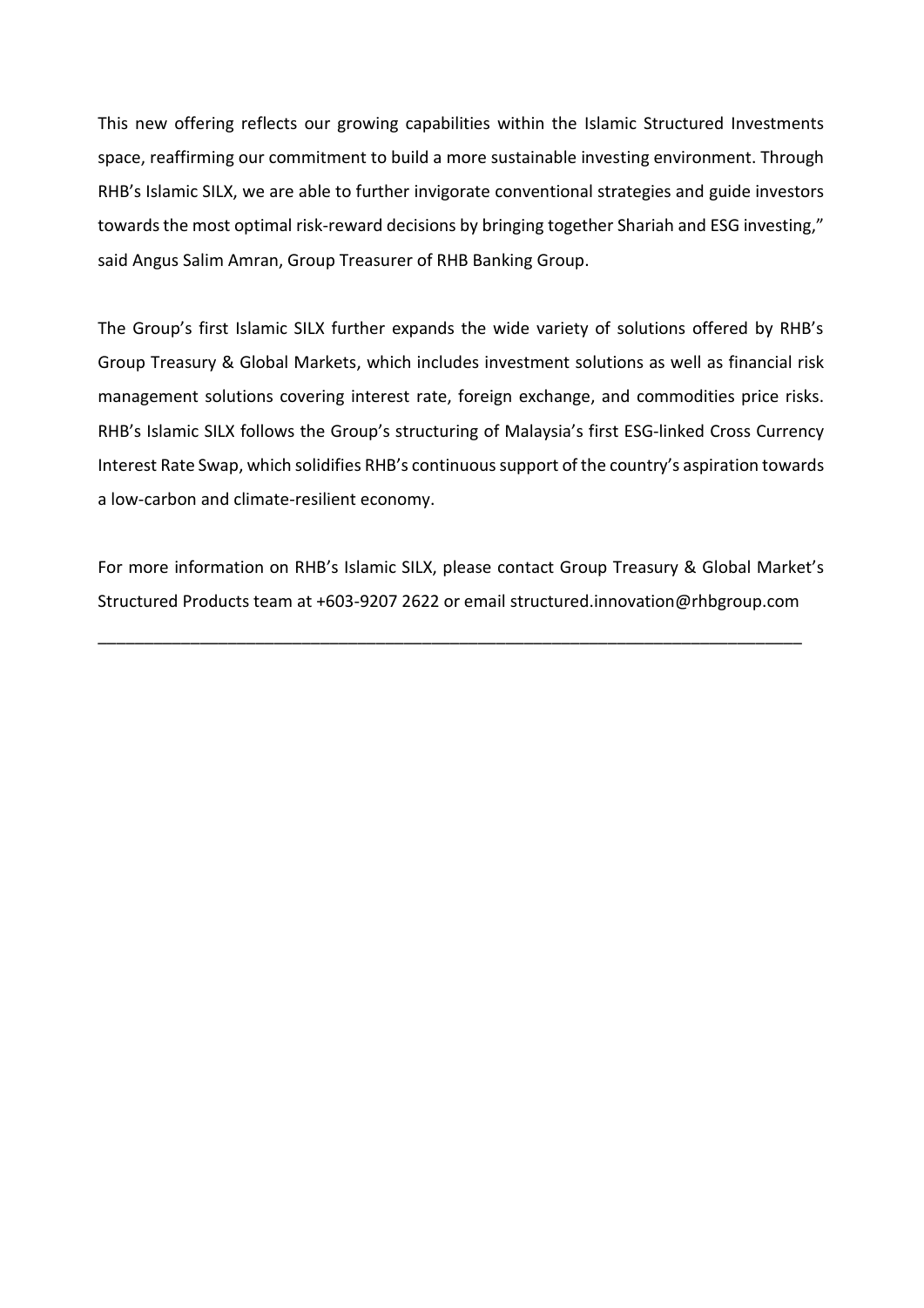This new offering reflects our growing capabilities within the Islamic Structured Investments space, reaffirming our commitment to build a more sustainable investing environment. Through RHB's Islamic SILX, we are able to further invigorate conventional strategies and guide investors towards the most optimal risk-reward decisions by bringing together Shariah and ESG investing," said Angus Salim Amran, Group Treasurer of RHB Banking Group.

The Group's first Islamic SILX further expands the wide variety of solutions offered by RHB's Group Treasury & Global Markets, which includes investment solutions as well as financial risk management solutions covering interest rate, foreign exchange, and commodities price risks. RHB's Islamic SILX follows the Group's structuring of Malaysia's first ESG-linked Cross Currency Interest Rate Swap, which solidifies RHB's continuous support of the country's aspiration towards a low-carbon and climate-resilient economy.

For more information on RHB's Islamic SILX, please contact Group Treasury & Global Market's Structured Products team at +603-9207 2622 or email structured.innovation@rhbgroup.com

---